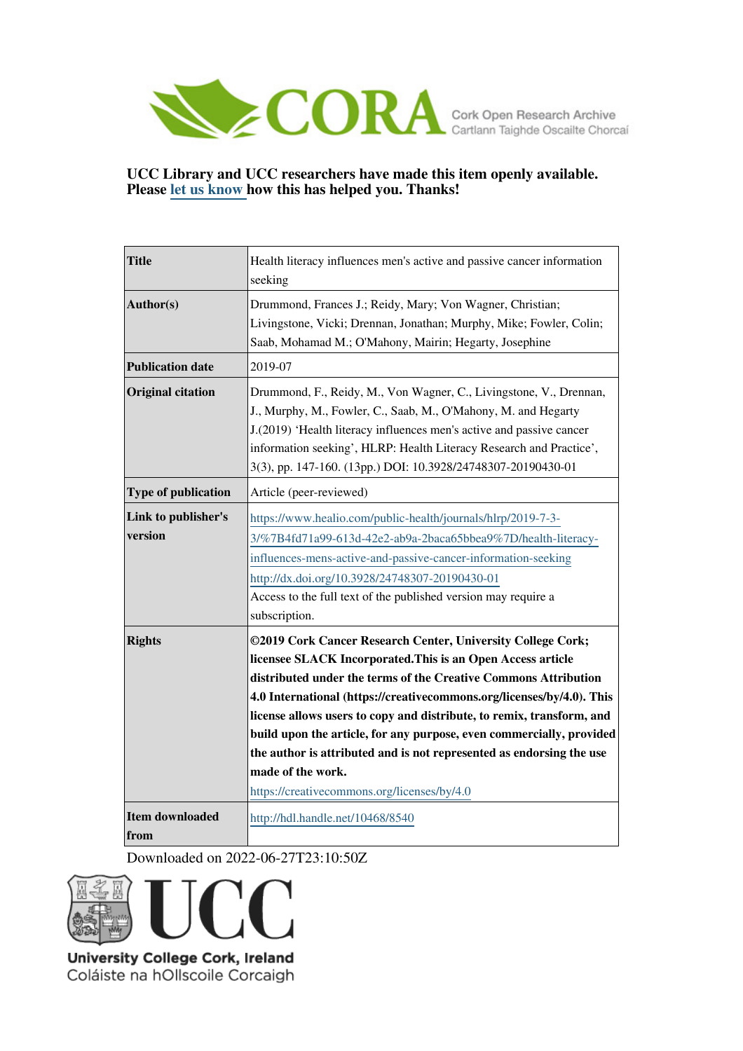CORA Cork Open Research Archive
Cartlann Taighde Oscailte Chorcaí

**UCC Library and UCC researchers have made this item openly available. Please let us know how this has helped you. Thanks!**

| | |
|---|---|
| **Title** | Health literacy influences men's active and passive cancer information seeking |
| **Author(s)** | Drummond, Frances J.; Reidy, Mary; Von Wagner, Christian; Livingstone, Vicki; Drennan, Jonathan; Murphy, Mike; Fowler, Colin; Saab, Mohamad M.; O'Mahony, Mairin; Hegarty, Josephine |
| **Publication date** | 2019-07 |
| **Original citation** | Drummond, F., Reidy, M., Von Wagner, C., Livingstone, V., Drennan, J., Murphy, M., Fowler, C., Saab, M., O'Mahony, M. and Hegarty J.(2019) 'Health literacy influences men's active and passive cancer information seeking', HLRP: Health Literacy Research and Practice', 3(3), pp. 147-160. (13pp.) DOI: 10.3928/24748307-20190430-01 |
| **Type of publication** | Article (peer-reviewed) |
| **Link to publisher's version** | https://www.healio.com/public-health/journals/hlrp/2019-7-3-3/%7B4fd71a99-613d-42e2-ab9a-2baca65bbea9%7D/health-literacy-influences-mens-active-and-passive-cancer-information-seeking http://dx.doi.org/10.3928/24748307-20190430-01 Access to the full text of the published version may require a subscription. |
| **Rights** | **©2019 Cork Cancer Research Center, University College Cork; licensee SLACK Incorporated.This is an Open Access article distributed under the terms of the Creative Commons Attribution 4.0 International (https://creativecommons.org/licenses/by/4.0). This license allows users to copy and distribute, to remix, transform, and build upon the article, for any purpose, even commercially, provided the author is attributed and is not represented as endorsing the use made of the work.** https://creativecommons.org/licenses/by/4.0 |
| **Item downloaded from** | http://hdl.handle.net/10468/8540 |

Downloaded on 2022-06-27T23:10:50Z

UCC
University College Cork, Ireland
Coláiste na hOllscoile Corcaigh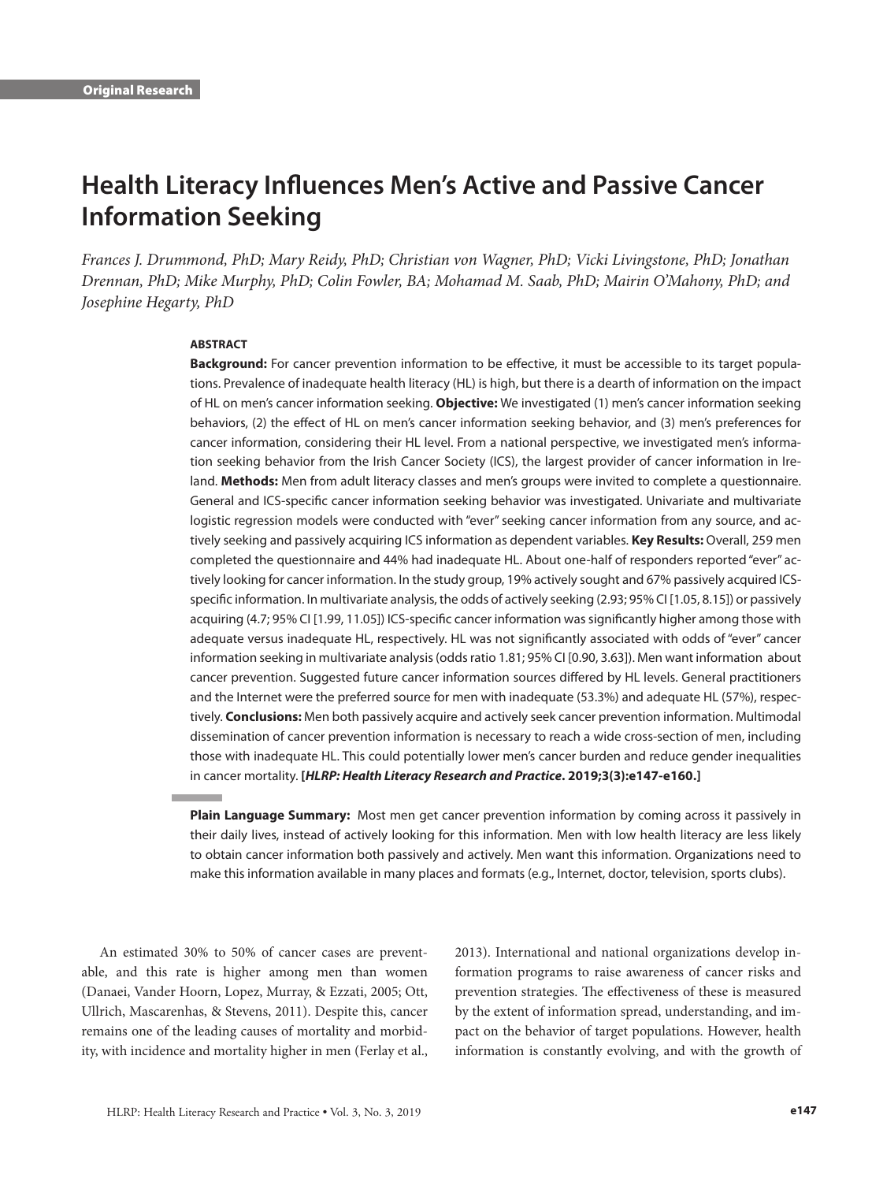Original Research

# Health Literacy Influences Men's Active and Passive Cancer Information Seeking

*Frances J. Drummond, PhD; Mary Reidy, PhD; Christian von Wagner, PhD; Vicki Livingstone, PhD; Jonathan Drennan, PhD; Mike Murphy, PhD; Colin Fowler, BA; Mohamad M. Saab, PhD; Mairin O'Mahony, PhD; and Josephine Hegarty, PhD*

## ABSTRACT

**Background:** For cancer prevention information to be effective, it must be accessible to its target populations. Prevalence of inadequate health literacy (HL) is high, but there is a dearth of information on the impact of HL on men's cancer information seeking. **Objective:** We investigated (1) men's cancer information seeking behaviors, (2) the effect of HL on men's cancer information seeking behavior, and (3) men's preferences for cancer information, considering their HL level. From a national perspective, we investigated men's information seeking behavior from the Irish Cancer Society (ICS), the largest provider of cancer information in Ireland. **Methods:** Men from adult literacy classes and men's groups were invited to complete a questionnaire. General and ICS-specific cancer information seeking behavior was investigated. Univariate and multivariate logistic regression models were conducted with "ever" seeking cancer information from any source, and actively seeking and passively acquiring ICS information as dependent variables. **Key Results:** Overall, 259 men completed the questionnaire and 44% had inadequate HL. About one-half of responders reported "ever" actively looking for cancer information. In the study group, 19% actively sought and 67% passively acquired ICS-specific information. In multivariate analysis, the odds of actively seeking (2.93; 95% CI [1.05, 8.15]) or passively acquiring (4.7; 95% CI [1.99, 11.05]) ICS-specific cancer information was significantly higher among those with adequate versus inadequate HL, respectively. HL was not significantly associated with odds of "ever" cancer information seeking in multivariate analysis (odds ratio 1.81; 95% CI [0.90, 3.63]). Men want information about cancer prevention. Suggested future cancer information sources differed by HL levels. General practitioners and the Internet were the preferred source for men with inadequate (53.3%) and adequate HL (57%), respectively. **Conclusions:** Men both passively acquire and actively seek cancer prevention information. Multimodal dissemination of cancer prevention information is necessary to reach a wide cross-section of men, including those with inadequate HL. This could potentially lower men's cancer burden and reduce gender inequalities in cancer mortality. **[*HLRP: Health Literacy Research and Practice*. 2019;3(3):e147-e160.]**

**Plain Language Summary:** Most men get cancer prevention information by coming across it passively in their daily lives, instead of actively looking for this information. Men with low health literacy are less likely to obtain cancer information both passively and actively. Men want this information. Organizations need to make this information available in many places and formats (e.g., Internet, doctor, television, sports clubs).

An estimated 30% to 50% of cancer cases are preventable, and this rate is higher among men than women (Danaei, Vander Hoorn, Lopez, Murray, & Ezzati, 2005; Ott, Ullrich, Mascarenhas, & Stevens, 2011). Despite this, cancer remains one of the leading causes of mortality and morbidity, with incidence and mortality higher in men (Ferlay et al., 2013). International and national organizations develop information programs to raise awareness of cancer risks and prevention strategies. The effectiveness of these is measured by the extent of information spread, understanding, and impact on the behavior of target populations. However, health information is constantly evolving, and with the growth of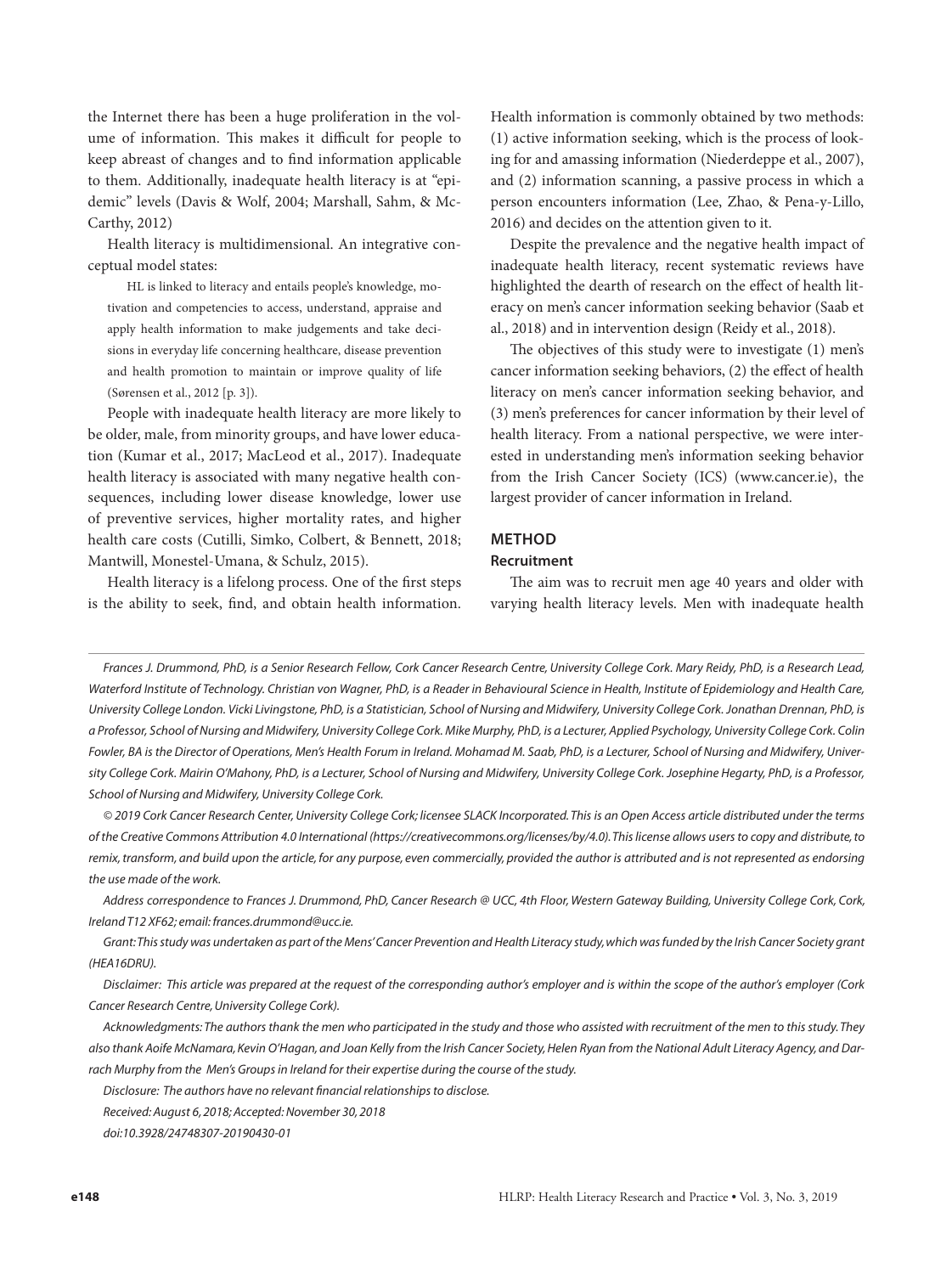the Internet there has been a huge proliferation in the volume of information. This makes it difficult for people to keep abreast of changes and to find information applicable to them. Additionally, inadequate health literacy is at "epidemic" levels (Davis & Wolf, 2004; Marshall, Sahm, & McCarthy, 2012)

Health literacy is multidimensional. An integrative conceptual model states:

> HL is linked to literacy and entails people's knowledge, motivation and competencies to access, understand, appraise and apply health information to make judgements and take decisions in everyday life concerning healthcare, disease prevention and health promotion to maintain or improve quality of life (Sørensen et al., 2012 [p. 3]).

People with inadequate health literacy are more likely to be older, male, from minority groups, and have lower education (Kumar et al., 2017; MacLeod et al., 2017). Inadequate health literacy is associated with many negative health consequences, including lower disease knowledge, lower use of preventive services, higher mortality rates, and higher health care costs (Cutilli, Simko, Colbert, & Bennett, 2018; Mantwill, Monestel-Umana, & Schulz, 2015).

Health literacy is a lifelong process. One of the first steps is the ability to seek, find, and obtain health information. Health information is commonly obtained by two methods: (1) active information seeking, which is the process of looking for and amassing information (Niederdeppe et al., 2007), and (2) information scanning, a passive process in which a person encounters information (Lee, Zhao, & Pena-y-Lillo, 2016) and decides on the attention given to it.

Despite the prevalence and the negative health impact of inadequate health literacy, recent systematic reviews have highlighted the dearth of research on the effect of health literacy on men's cancer information seeking behavior (Saab et al., 2018) and in intervention design (Reidy et al., 2018).

The objectives of this study were to investigate (1) men's cancer information seeking behaviors, (2) the effect of health literacy on men's cancer information seeking behavior, and (3) men's preferences for cancer information by their level of health literacy. From a national perspective, we were interested in understanding men's information seeking behavior from the Irish Cancer Society (ICS) (www.cancer.ie), the largest provider of cancer information in Ireland.

## METHOD

### Recruitment

The aim was to recruit men age 40 years and older with varying health literacy levels. Men with inadequate health

---

*Frances J. Drummond, PhD, is a Senior Research Fellow, Cork Cancer Research Centre, University College Cork. Mary Reidy, PhD, is a Research Lead, Waterford Institute of Technology. Christian von Wagner, PhD, is a Reader in Behavioural Science in Health, Institute of Epidemiology and Health Care, University College London. Vicki Livingstone, PhD, is a Statistician, School of Nursing and Midwifery, University College Cork. Jonathan Drennan, PhD, is a Professor, School of Nursing and Midwifery, University College Cork. Mike Murphy, PhD, is a Lecturer, Applied Psychology, University College Cork. Colin Fowler, BA is the Director of Operations, Men's Health Forum in Ireland. Mohamad M. Saab, PhD, is a Lecturer, School of Nursing and Midwifery, University College Cork. Mairin O'Mahony, PhD, is a Lecturer, School of Nursing and Midwifery, University College Cork. Josephine Hegarty, PhD, is a Professor, School of Nursing and Midwifery, University College Cork.*

*© 2019 Cork Cancer Research Center, University College Cork; licensee SLACK Incorporated. This is an Open Access article distributed under the terms of the Creative Commons Attribution 4.0 International (https://creativecommons.org/licenses/by/4.0). This license allows users to copy and distribute, to remix, transform, and build upon the article, for any purpose, even commercially, provided the author is attributed and is not represented as endorsing the use made of the work.*

*Address correspondence to Frances J. Drummond, PhD, Cancer Research @ UCC, 4th Floor, Western Gateway Building, University College Cork, Cork, Ireland T12 XF62; email: frances.drummond@ucc.ie.*

*Grant: This study was undertaken as part of the Mens' Cancer Prevention and Health Literacy study, which was funded by the Irish Cancer Society grant (HEA16DRU).*

*Disclaimer: This article was prepared at the request of the corresponding author's employer and is within the scope of the author's employer (Cork Cancer Research Centre, University College Cork).*

*Acknowledgments: The authors thank the men who participated in the study and those who assisted with recruitment of the men to this study. They also thank Aoife McNamara, Kevin O'Hagan, and Joan Kelly from the Irish Cancer Society, Helen Ryan from the National Adult Literacy Agency, and Darrach Murphy from the Men's Groups in Ireland for their expertise during the course of the study.*

*Disclosure: The authors have no relevant financial relationships to disclose.*

*Received: August 6, 2018; Accepted: November 30, 2018*

*doi:10.3928/24748307-20190430-01*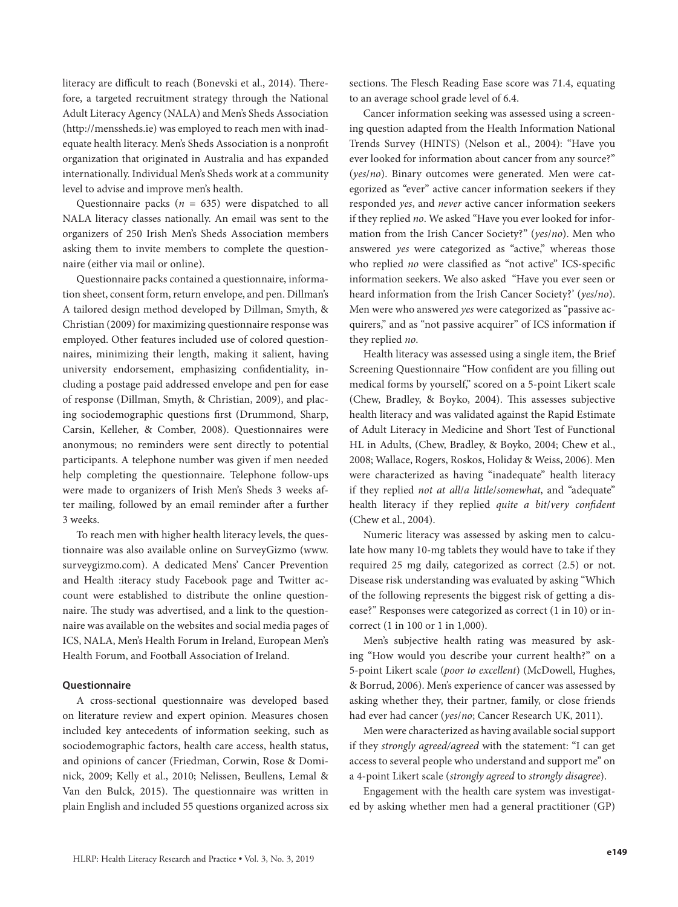literacy are difficult to reach (Bonevski et al., 2014). Therefore, a targeted recruitment strategy through the National Adult Literacy Agency (NALA) and Men's Sheds Association (http://menssheds.ie) was employed to reach men with inadequate health literacy. Men's Sheds Association is a nonprofit organization that originated in Australia and has expanded internationally. Individual Men's Sheds work at a community level to advise and improve men's health.

Questionnaire packs ($n$ = 635) were dispatched to all NALA literacy classes nationally. An email was sent to the organizers of 250 Irish Men's Sheds Association members asking them to invite members to complete the questionnaire (either via mail or online).

Questionnaire packs contained a questionnaire, information sheet, consent form, return envelope, and pen. Dillman's A tailored design method developed by Dillman, Smyth, & Christian (2009) for maximizing questionnaire response was employed. Other features included use of colored questionnaires, minimizing their length, making it salient, having university endorsement, emphasizing confidentiality, including a postage paid addressed envelope and pen for ease of response (Dillman, Smyth, & Christian, 2009), and placing sociodemographic questions first (Drummond, Sharp, Carsin, Kelleher, & Comber, 2008). Questionnaires were anonymous; no reminders were sent directly to potential participants. A telephone number was given if men needed help completing the questionnaire. Telephone follow-ups were made to organizers of Irish Men's Sheds 3 weeks after mailing, followed by an email reminder after a further 3 weeks.

To reach men with higher health literacy levels, the questionnaire was also available online on SurveyGizmo (www.surveygizmo.com). A dedicated Mens' Cancer Prevention and Health :iteracy study Facebook page and Twitter account were established to distribute the online questionnaire. The study was advertised, and a link to the questionnaire was available on the websites and social media pages of ICS, NALA, Men's Health Forum in Ireland, European Men's Health Forum, and Football Association of Ireland.

#### Questionnaire

A cross-sectional questionnaire was developed based on literature review and expert opinion. Measures chosen included key antecedents of information seeking, such as sociodemographic factors, health care access, health status, and opinions of cancer (Friedman, Corwin, Rose & Dominick, 2009; Kelly et al., 2010; Nelissen, Beullens, Lemal & Van den Bulck, 2015). The questionnaire was written in plain English and included 55 questions organized across six sections. The Flesch Reading Ease score was 71.4, equating to an average school grade level of 6.4.

Cancer information seeking was assessed using a screening question adapted from the Health Information National Trends Survey (HINTS) (Nelson et al., 2004): "Have you ever looked for information about cancer from any source?" (*yes*/*no*). Binary outcomes were generated. Men were categorized as "ever" active cancer information seekers if they responded *yes*, and *never* active cancer information seekers if they replied *no*. We asked "Have you ever looked for information from the Irish Cancer Society?" (*yes*/*no*). Men who answered *yes* were categorized as "active," whereas those who replied *no* were classified as "not active" ICS-specific information seekers. We also asked "Have you ever seen or heard information from the Irish Cancer Society?' (*yes*/*no*). Men were who answered *yes* were categorized as "passive acquirers," and as "not passive acquirer" of ICS information if they replied *no*.

Health literacy was assessed using a single item, the Brief Screening Questionnaire "How confident are you filling out medical forms by yourself," scored on a 5-point Likert scale (Chew, Bradley, & Boyko, 2004). This assesses subjective health literacy and was validated against the Rapid Estimate of Adult Literacy in Medicine and Short Test of Functional HL in Adults, (Chew, Bradley, & Boyko, 2004; Chew et al., 2008; Wallace, Rogers, Roskos, Holiday & Weiss, 2006). Men were characterized as having "inadequate" health literacy if they replied *not at all*/*a little*/*somewhat*, and "adequate" health literacy if they replied *quite a bit*/*very confident* (Chew et al., 2004).

Numeric literacy was assessed by asking men to calculate how many 10-mg tablets they would have to take if they required 25 mg daily, categorized as correct (2.5) or not. Disease risk understanding was evaluated by asking "Which of the following represents the biggest risk of getting a disease?" Responses were categorized as correct (1 in 10) or incorrect (1 in 100 or 1 in 1,000).

Men's subjective health rating was measured by asking "How would you describe your current health?" on a 5-point Likert scale (*poor to excellent*) (McDowell, Hughes, & Borrud, 2006). Men's experience of cancer was assessed by asking whether they, their partner, family, or close friends had ever had cancer (*yes*/*no*; Cancer Research UK, 2011).

Men were characterized as having available social support if they *strongly agreed*/*agreed* with the statement: "I can get access to several people who understand and support me" on a 4-point Likert scale (*strongly agreed* to *strongly disagree*).

Engagement with the health care system was investigated by asking whether men had a general practitioner (GP)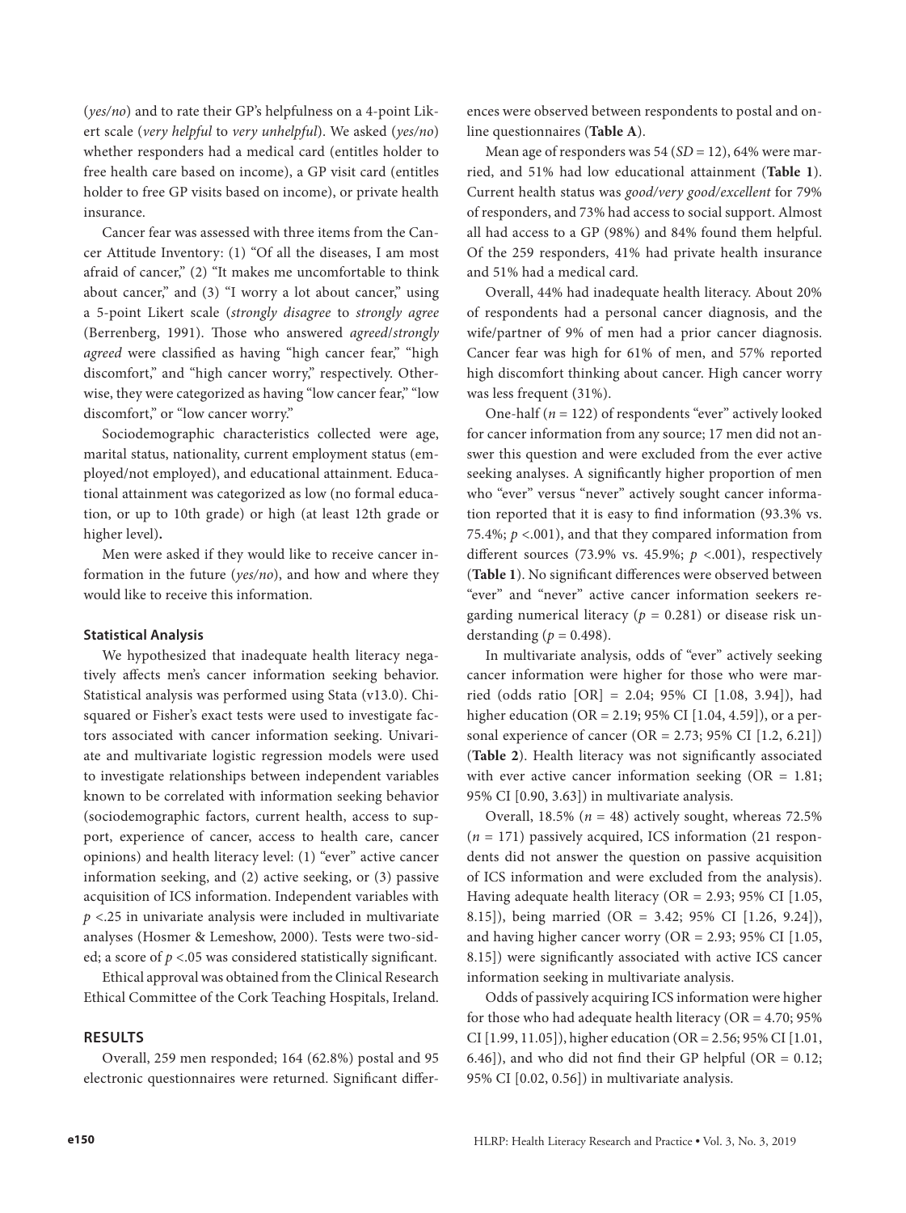(*yes/no*) and to rate their GP's helpfulness on a 4-point Likert scale (*very helpful* to *very unhelpful*). We asked (*yes/no*) whether responders had a medical card (entitles holder to free health care based on income), a GP visit card (entitles holder to free GP visits based on income), or private health insurance.

Cancer fear was assessed with three items from the Cancer Attitude Inventory: (1) "Of all the diseases, I am most afraid of cancer," (2) "It makes me uncomfortable to think about cancer," and (3) "I worry a lot about cancer," using a 5-point Likert scale (*strongly disagree* to *strongly agree* (Berrenberg, 1991). Those who answered *agreed*/*strongly agreed* were classified as having "high cancer fear," "high discomfort," and "high cancer worry," respectively. Otherwise, they were categorized as having "low cancer fear," "low discomfort," or "low cancer worry."

Sociodemographic characteristics collected were age, marital status, nationality, current employment status (employed/not employed), and educational attainment. Educational attainment was categorized as low (no formal education, or up to 10th grade) or high (at least 12th grade or higher level).

Men were asked if they would like to receive cancer information in the future (*yes/no*), and how and where they would like to receive this information.

### Statistical Analysis

We hypothesized that inadequate health literacy negatively affects men's cancer information seeking behavior. Statistical analysis was performed using Stata (v13.0). Chi-squared or Fisher's exact tests were used to investigate factors associated with cancer information seeking. Univariate and multivariate logistic regression models were used to investigate relationships between independent variables known to be correlated with information seeking behavior (sociodemographic factors, current health, access to support, experience of cancer, access to health care, cancer opinions) and health literacy level: (1) "ever" active cancer information seeking, and (2) active seeking, or (3) passive acquisition of ICS information. Independent variables with $p < .25$ in univariate analysis were included in multivariate analyses (Hosmer & Lemeshow, 2000). Tests were two-sided; a score of $p < .05$ was considered statistically significant.

Ethical approval was obtained from the Clinical Research Ethical Committee of the Cork Teaching Hospitals, Ireland.

## RESULTS

Overall, 259 men responded; 164 (62.8%) postal and 95 electronic questionnaires were returned. Significant differences were observed between respondents to postal and online questionnaires (**Table A**).

Mean age of responders was 54 (*SD* = 12), 64% were married, and 51% had low educational attainment (**Table 1**). Current health status was *good/very good/excellent* for 79% of responders, and 73% had access to social support. Almost all had access to a GP (98%) and 84% found them helpful. Of the 259 responders, 41% had private health insurance and 51% had a medical card.

Overall, 44% had inadequate health literacy. About 20% of respondents had a personal cancer diagnosis, and the wife/partner of 9% of men had a prior cancer diagnosis. Cancer fear was high for 61% of men, and 57% reported high discomfort thinking about cancer. High cancer worry was less frequent (31%).

One-half ($n = 122$) of respondents "ever" actively looked for cancer information from any source; 17 men did not answer this question and were excluded from the ever active seeking analyses. A significantly higher proportion of men who "ever" versus "never" actively sought cancer information reported that it is easy to find information (93.3% vs. 75.4%; $p < .001$), and that they compared information from different sources (73.9% vs. 45.9%; $p < .001$), respectively (**Table 1**). No significant differences were observed between "ever" and "never" active cancer information seekers regarding numerical literacy ($p = 0.281$) or disease risk understanding ($p = 0.498$).

In multivariate analysis, odds of "ever" actively seeking cancer information were higher for those who were married (odds ratio [OR] = 2.04; 95% CI [1.08, 3.94]), had higher education (OR = 2.19; 95% CI [1.04, 4.59]), or a personal experience of cancer (OR = 2.73; 95% CI [1.2, 6.21]) (**Table 2**). Health literacy was not significantly associated with ever active cancer information seeking (OR = 1.81; 95% CI [0.90, 3.63]) in multivariate analysis.

Overall, 18.5% ($n = 48$) actively sought, whereas 72.5% ($n = 171$) passively acquired, ICS information (21 respondents did not answer the question on passive acquisition of ICS information and were excluded from the analysis). Having adequate health literacy (OR = 2.93; 95% CI [1.05, 8.15]), being married (OR = 3.42; 95% CI [1.26, 9.24]), and having higher cancer worry (OR = 2.93; 95% CI [1.05, 8.15]) were significantly associated with active ICS cancer information seeking in multivariate analysis.

Odds of passively acquiring ICS information were higher for those who had adequate health literacy (OR = 4.70; 95% CI [1.99, 11.05]), higher education (OR = 2.56; 95% CI [1.01, 6.46]), and who did not find their GP helpful (OR = 0.12; 95% CI [0.02, 0.56]) in multivariate analysis.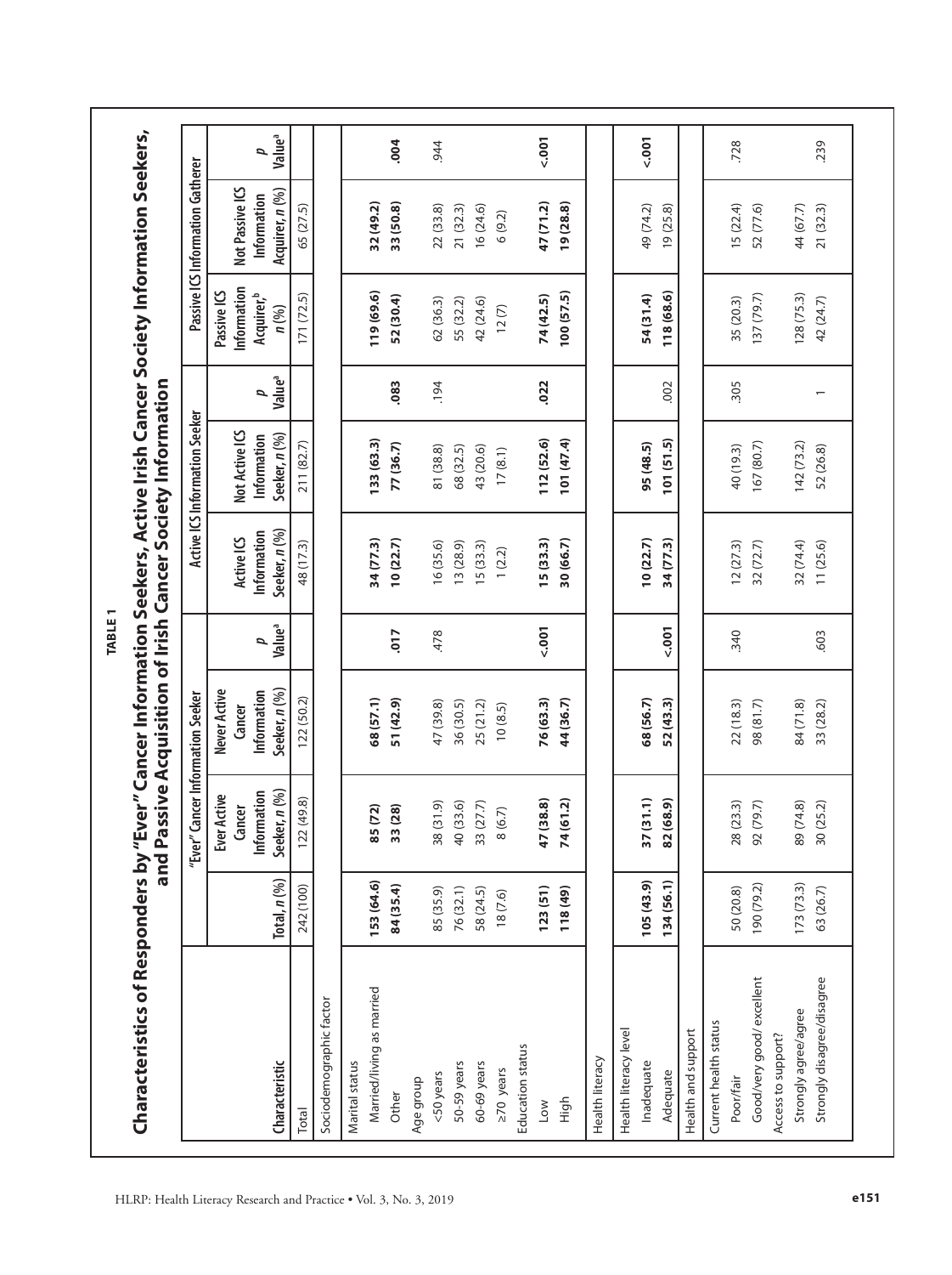**TABLE 1**

**Characteristics of Responders by "Ever" Cancer Information Seekers, Active Irish Cancer Society Information Seekers, and Passive Acquisition of Irish Cancer Society Information**

| Characteristic | Total, *n* (%) | "Ever" Cancer Information Seeker | | | Active ICS Information Seeker | | | Passive ICS Information Gatherer | | |
|---|---|---|---|---|---|---|---|---|---|---|
| | | Ever Active Cancer Information Seeker, *n* (%) | Never Active Cancer Information Seeker, *n* (%) | *p* Value[a] | Active ICS Information Seeker, *n* (%) | Not Active ICS Information Seeker, *n* (%) | *p* Value[a] | Passive ICS Information Acquirer,[b] *n* (%) | Not Passive ICS Information Acquirer, *n* (%) | *p* Value[a] |
| Total | 242 (100) | 122 (49.8) | 122 (50.2) | | 48 (17.3) | 211 (82.7) | | 171 (72.5) | 65 (27.5) | |
| Sociodemographic factor | | | | | | | | | | |
| Marital status | | | | | | | | | | |
| Married/living as married | **153 (64.6)** | **85 (72)** | **68 (57.1)** | **.017** | **34 (77.3)** | **133 (63.3)** | **.083** | **119 (69.6)** | **32 (49.2)** | **.004** |
| Other | **84 (35.4)** | **33 (28)** | **51 (42.9)** | | **10 (22.7)** | **77 (36.7)** | | **52 (30.4)** | **33 (50.8)** | |
| Age group | | | | | | | | | | |
| <50 years | 85 (35.9) | 38 (31.9) | 47 (39.8) | .478 | 16 (35.6) | 81 (38.8) | .194 | 62 (36.3) | 22 (33.8) | .944 |
| 50-59 years | 76 (32.1) | 40 (33.6) | 36 (30.5) | | 13 (28.9) | 68 (32.5) | | 55 (32.2) | 21 (32.3) | |
| 60-69 years | 58 (24.5) | 33 (27.7) | 25 (21.2) | | 15 (33.3) | 43 (20.6) | | 42 (24.6) | 16 (24.6) | |
| ≥70 years | 18 (7.6) | 8 (6.7) | 10 (8.5) | | 1 (2.2) | 17 (8.1) | | 12 (7) | 6 (9.2) | |
| Education status | | | | | | | | | | |
| Low | **123 (51)** | **47 (38.8)** | **76 (63.3)** | **<.001** | **15 (33.3)** | **112 (52.6)** | **.022** | **74 (42.5)** | **47 (71.2)** | **<.001** |
| High | **118 (49)** | **74 (61.2)** | **44 (36.7)** | | **30 (66.7)** | **101 (47.4)** | | **100 (57.5)** | **19 (28.8)** | |
| Health literacy | | | | | | | | | | |
| Health literacy level | | | | | | | | | | |
| Inadequate | **105 (43.9)** | **37 (31.1)** | **68 (56.7)** | **<.001** | **10 (22.7)** | **95 (48.5)** | .002 | **54 (31.4)** | 49 (74.2) | **<.001** |
| Adequate | **134 (56.1)** | **82 (68.9)** | **52 (43.3)** | | **34 (77.3)** | **101 (51.5)** | | **118 (68.6)** | 19 (25.8) | |
| Health and support | | | | | | | | | | |
| Current health status | | | | | | | | | | |
| Poor/fair | 50 (20.8) | 28 (23.3) | 22 (18.3) | .340 | 12 (27.3) | 40 (19.3) | .305 | 35 (20.3) | 15 (22.4) | .728 |
| Good/very good/ excellent | 190 (79.2) | 92 (79.7) | 98 (81.7) | | 32 (72.7) | 167 (80.7) | | 137 (79.7) | 52 (77.6) | |
| Access to support? | | | | | | | | | | |
| Strongly agree/agree | 173 (73.3) | 89 (74.8) | 84 (71.8) | .603 | 32 (74.4) | 142 (73.2) | 1 | 128 (75.3) | 44 (67.7) | .239 |
| Strongly disagree/disagree | 63 (26.7) | 30 (25.2) | 33 (28.2) | | 11 (25.6) | 52 (26.8) | | 42 (24.7) | 21 (32.3) | |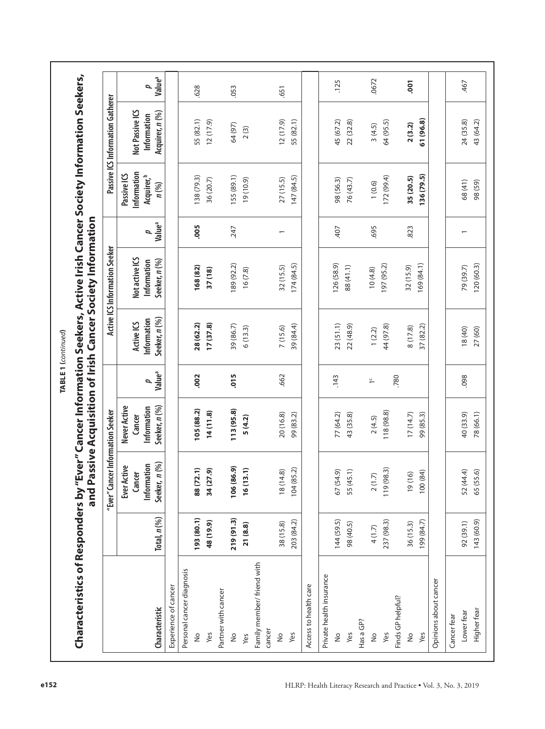**TABLE 1** (*continued*)

**Characteristics of Responders by "Ever" Cancer Information Seekers, Active Irish Cancer Society Information Seekers, and Passive Acquisition of Irish Cancer Society Information**

| Characteristic | Total, n (%) | "Ever" Cancer Information Seeker | | | Active ICS Information Seeker | | | Passive ICS Information Gatherer | | |
|---|---|---|---|---|---|---|---|---|---|---|
| | | Ever Active Cancer Information Seeker, n (%) | Never Active Cancer Information Seeker, n (%) | p Value[a] | Active ICS Information Seeker, n (%) | Not active ICS Information Seeker, n (%) | p Value[a] | Passive ICS Information Acquirer,[b] n (%) | Not Passive ICS Information Acquirer, n (%) | p Value[a] |
| Experience of cancer | | | | | | | | | | |
| Personal cancer diagnosis | | | | **.002** | | | **.005** | | | .628 |
| No | **193 (80.1)** | **88 (72.1)** | **105 (88.2)** | | **28 (62.2)** | **168 (82)** | | 138 (79.3) | 55 (82.1) | |
| Yes | **48 (19.9)** | **34 (27.9)** | **14 (11.8)** | | **17 (37.8)** | **37 (18)** | | 36 (20.7) | 12 (17.9) | |
| Partner with cancer | | | | **.015** | | | .247 | | | .053 |
| No | **219 (91.3)** | **106 (86.9)** | **113 (95.8)** | | 39 (86.7) | 189 (92.2) | | 155 (89.1) | 64 (97) | |
| Yes | **21 (8.8)** | **16 (13.1)** | **5 (4.2)** | | 6 (13.3) | 16 (7.8) | | 19 (10.9) | 2 (3) | |
| Family member/ friend with cancer | | | | .662 | | | 1 | | | .651 |
| No | 38 (15.8) | 18 (14.8) | 20 (16.8) | | 7 (15.6) | 32 (15.5) | | 27 (15.5) | 12 (17.9) | |
| Yes | 203 (84.2) | 104 (85.2) | 99 (83.2) | | 39 (84.4) | 174 (84.5) | | 147 (84.5) | 55 (82.1) | |
| Access to health care | | | | | | | | | | |
| Private health insurance | | | | .143 | | | .407 | | | .125 |
| No | 144 (59.5) | 67 (54.9) | 77 (64.2) | | 23 (51.1) | 126 (58.9) | | 98 (56.3) | 45 (67.2) | |
| Yes | 98 (40.5) | 55 (45.1) | 43 (35.8) | | 22 (48.9) | 88 (41.1) | | 76 (43.7) | 22 (32.8) | |
| Has a GP? | | | | 1[c] | | | .695 | | | .0672 |
| No | 4 (1.7) | 2 (1.7) | 2 (4.5) | | 1 (2.2) | 10 (4.8) | | 1 (0.6) | 3 (4.5) | |
| Yes | 237 (98.3) | 119 (98.3) | 118 (98.8) | | 44 (97.8) | 197 (95.2) | | 172 (99.4) | 64 (95.5) | |
| Finds GP helpful? | | | | .780 | | | .823 | | | **.001** |
| No | 36 (15.3) | 19 (16) | 17 (14.7) | | 8 (17.8) | 32 (15.9) | | **35 (20.5)** | **2 (3.2)** | |
| Yes | 199 (84.7) | 100 (84) | 99 (85.3) | | 37 (82.2) | 169 (84.1) | | **136 (79.5)** | **61 (96.8)** | |
| Opinions about cancer | | | | | | | | | | |
| Cancer fear | | | | .098 | | | 1 | | | .467 |
| Lower fear | 92 (39.1) | 52 (44.4) | 40 (33.9) | | 18 (40) | 79 (39.7) | | 68 (41) | 24 (35.8) | |
| Higher fear | 143 (60.9) | 65 (55.6) | 78 (66.1) | | 27 (60) | 120 (60.3) | | 98 (59) | 43 (64.2) | |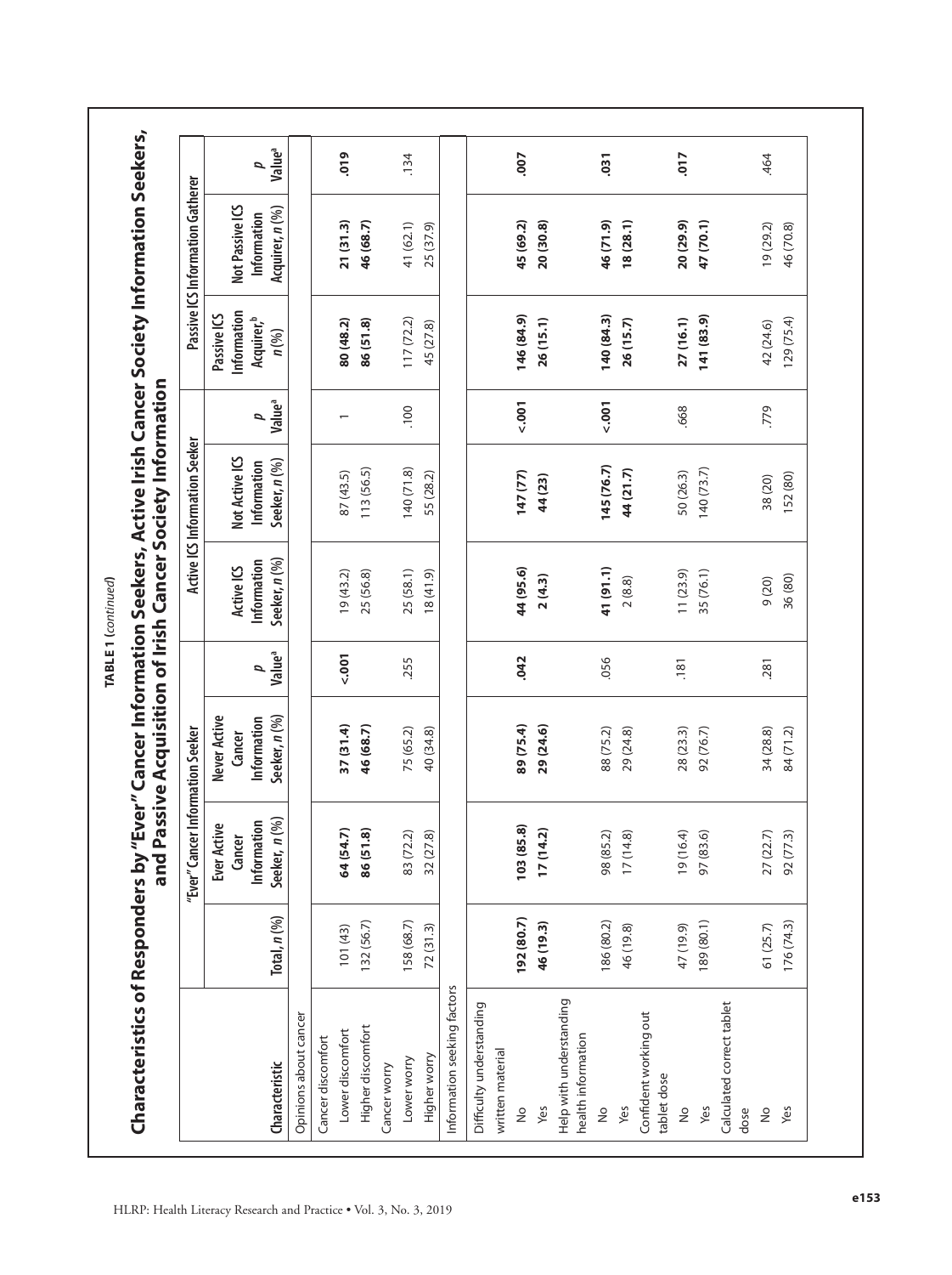**TABLE 1** (*continued*)

**Characteristics of Responders by "Ever" Cancer Information Seekers, Active Irish Cancer Society Information Seekers, and Passive Acquisition of Irish Cancer Society Information**

| Characteristic | Total, *n* (%) | "Ever" Cancer Information Seeker | | | Active ICS Information Seeker | | | Passive ICS Information Gatherer | | |
|---|---|---|---|---|---|---|---|---|---|---|
| | | Ever Active Cancer Information Seeker, *n* (%) | Never Active Cancer Information Seeker, *n* (%) | *p* Value[a] | Active ICS Information Seeker, *n* (%) | Not Active ICS Information Seeker, *n* (%) | *p* Value[a] | Passive ICS Information Acquirer,[b] *n* (%) | Not Passive ICS Information Acquirer, *n* (%) | *p* Value[a] |
| Opinions about cancer | | | | | | | | | | |
| Cancer discomfort | | | | | | | | | | |
| Lower discomfort | 101 (43) | **64 (54.7)** | **37 (31.4)** | **<.001** | 19 (43.2) | 87 (43.5) | 1 | **80 (48.2)** | **21 (31.3)** | **.019** |
| Higher discomfort | 132 (56.7) | **86 (51.8)** | **46 (68.7)** | | 25 (56.8) | 113 (56.5) | | **86 (51.8)** | **46 (68.7)** | |
| Cancer worry | | | | | | | | | | |
| Lower worry | 158 (68.7) | 83 (72.2) | 75 (65.2) | .255 | 25 (58.1) | 140 (71.8) | .100 | 117 (72.2) | 41 (62.1) | .134 |
| Higher worry | 72 (31.3) | 32 (27.8) | 40 (34.8) | | 18 (41.9) | 55 (28.2) | | 45 (27.8) | 25 (37.9) | |
| Information seeking factors | | | | | | | | | | |
| Difficulty understanding written material | | | | | | | | | | |
| No | **192 (80.7)** | **103 (85.8)** | **89 (75.4)** | **.042** | **44 (95.6)** | **147 (77)** | **<.001** | **146 (84.9)** | **45 (69.2)** | **.007** |
| Yes | **46 (19.3)** | **17 (14.2)** | **29 (24.6)** | | **2 (4.3)** | **44 (23)** | | **26 (15.1)** | **20 (30.8)** | |
| Help with understanding health information | | | | | | | | | | |
| No | 186 (80.2) | 98 (85.2) | 88 (75.2) | .056 | **41 (91.1)** | **145 (76.7)** | **<.001** | **140 (84.3)** | **46 (71.9)** | **.031** |
| Yes | 46 (19.8) | 17 (14.8) | 29 (24.8) | | 2 (8.8) | **44 (21.7)** | | **26 (15.7)** | **18 (28.1)** | |
| Confident working out tablet dose | | | | | | | | | | |
| No | 47 (19.9) | 19 (16.4) | 28 (23.3) | .181 | 11 (23.9) | 50 (26.3) | .668 | **27 (16.1)** | **20 (29.9)** | **.017** |
| Yes | 189 (80.1) | 97 (83.6) | 92 (76.7) | | 35 (76.1) | 140 (73.7) | | **141 (83.9)** | **47 (70.1)** | |
| Calculated correct tablet dose | | | | | | | | | | |
| No | 61 (25.7) | 27 (22.7) | 34 (28.8) | .281 | 9 (20) | 38 (20) | .779 | 42 (24.6) | 19 (29.2) | .464 |
| Yes | 176 (74.3) | 92 (77.3) | 84 (71.2) | | 36 (80) | 152 (80) | | 129 (75.4) | 46 (70.8) | |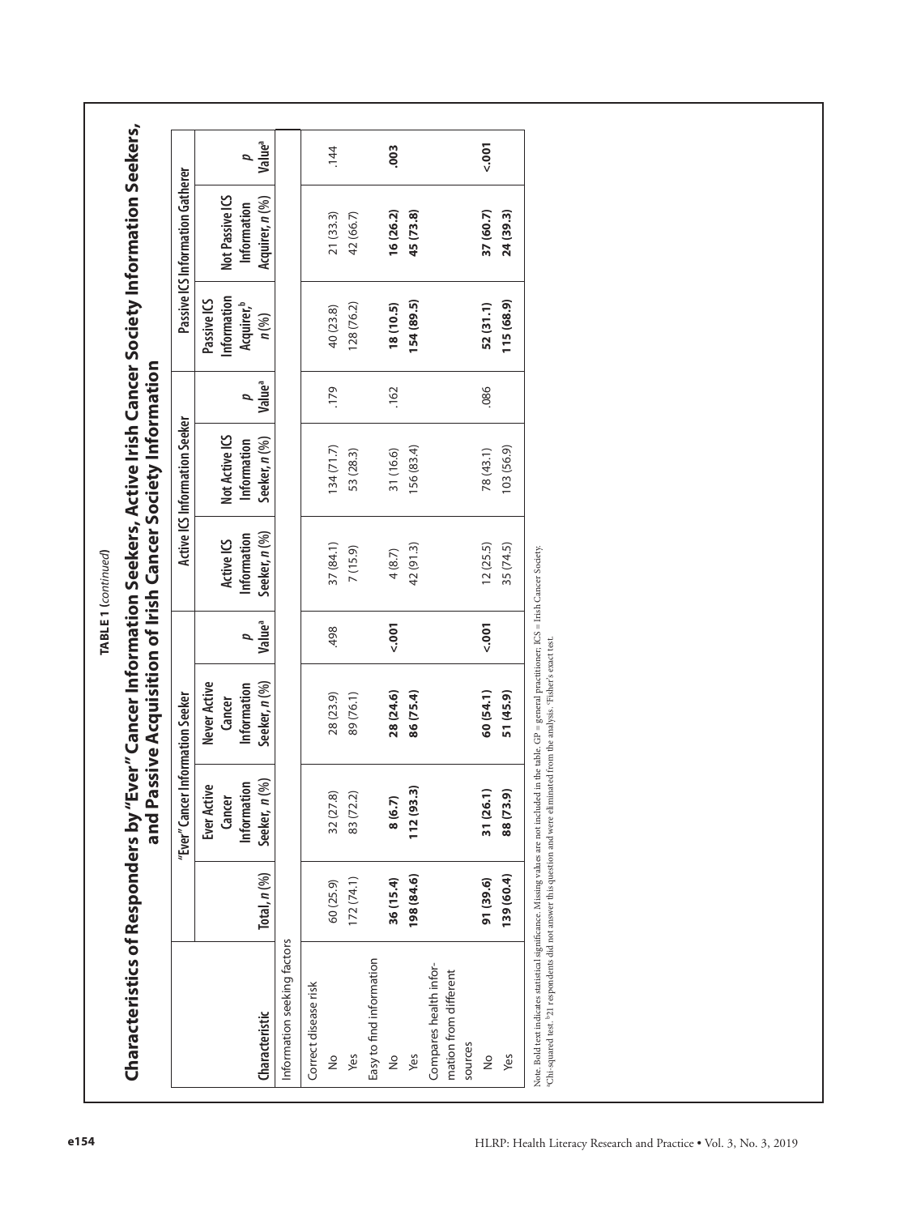**TABLE 1** (*continued*)

**Characteristics of Responders by "Ever" Cancer Information Seekers, Active Irish Cancer Society Information Seekers, and Passive Acquisition of Irish Cancer Society Information**

| | | "Ever" Cancer Information Seeker | | | Active ICS Information Seeker | | | Passive ICS Information Gatherer | | |
|---|---|---|---|---|---|---|---|---|---|---|
| Characteristic | Total, *n* (%) | Ever Active Cancer Information Seeker, *n* (%) | Never Active Cancer Information Seeker, *n* (%) | *p* Value[a] | Active ICS Information Seeker, *n* (%) | Not Active ICS Information Seeker, *n* (%) | *p* Value[a] | Passive ICS Information Acquirer,[b] *n* (%) | Not Passive ICS Information Acquirer, *n* (%) | *p* Value[a] |
| Information seeking factors | | | | | | | | | | |
| Correct disease risk | | | | | | | | | | |
| No | 60 (25.9) | 32 (27.8) | 28 (23.9) | .498 | 37 (84.1) | 134 (71.7) | .179 | 40 (23.8) | 21 (33.3) | .144 |
| Yes | 172 (74.1) | 83 (72.2) | 89 (76.1) | | 7 (15.9) | 53 (28.3) | | 128 (76.2) | 42 (66.7) | |
| Easy to find information | | | | | | | | | | |
| No | **36 (15.4)** | **8 (6.7)** | **28 (24.6)** | **<.001** | 4 (8.7) | 31 (16.6) | .162 | **18 (10.5)** | **16 (26.2)** | **.003** |
| Yes | **198 (84.6)** | **112 (93.3)** | **86 (75.4)** | | 42 (91.3) | 156 (83.4) | | **154 (89.5)** | **45 (73.8)** | |
| Compares health information from different sources | | | | | | | | | | |
| No | **91 (39.6)** | **31 (26.1)** | **60 (54.1)** | **<.001** | 12 (25.5) | 78 (43.1) | .086 | **52 (31.1)** | **37 (60.7)** | **<.001** |
| Yes | **139 (60.4)** | **88 (73.9)** | **51 (45.9)** | | 35 (74.5) | 103 (56.9) | | **115 (68.9)** | **24 (39.3)** | |

Note. Bold text indicates statistical significance. Missing values are not included in the table. GP = general practitioner; ICS = Irish Cancer Society.
[a]Chi-squared test. [b]21 respondents did not answer this question and were eliminated from the analysis. [c]Fisher's exact test.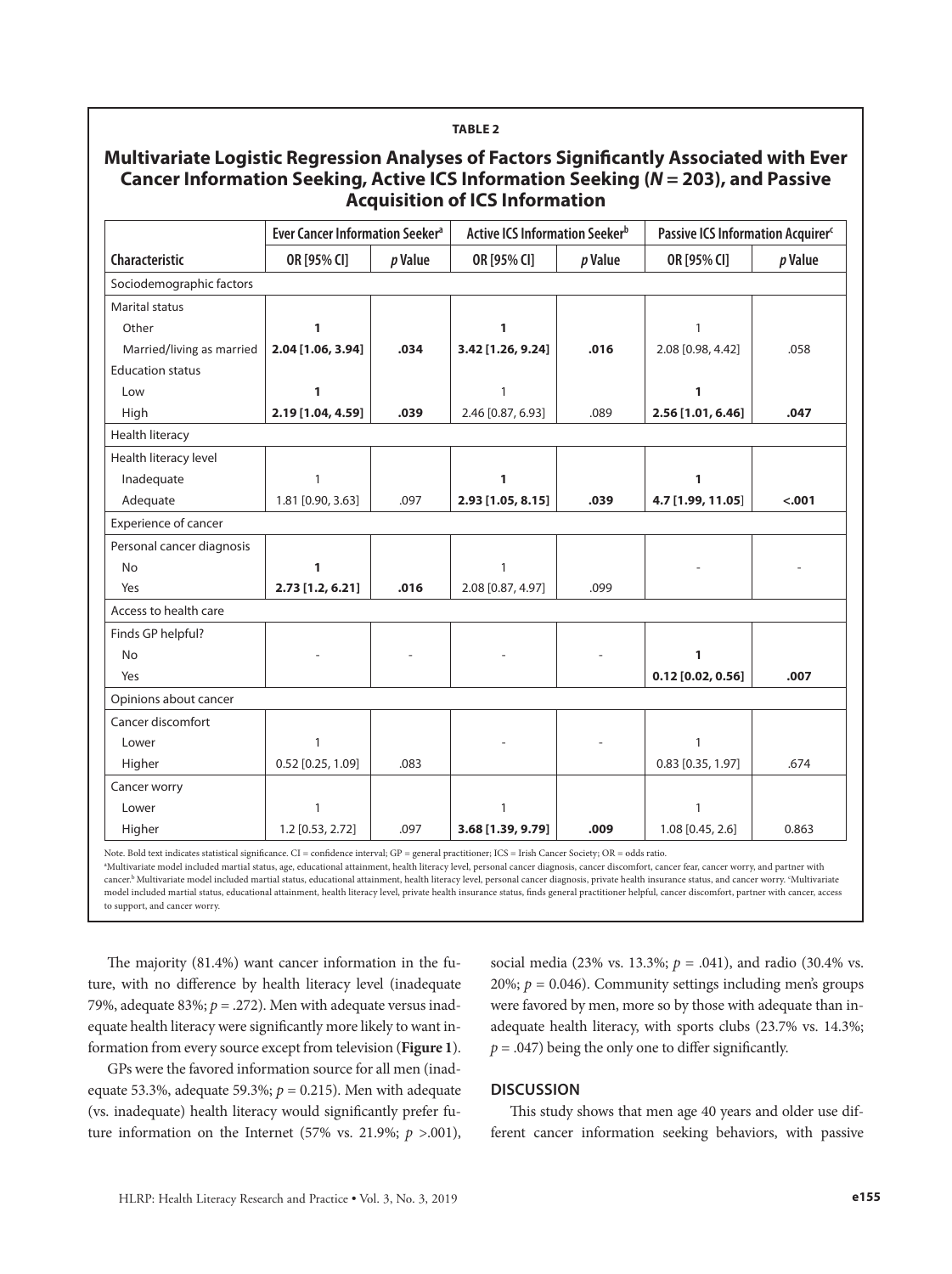**TABLE 2**

**Multivariate Logistic Regression Analyses of Factors Significantly Associated with Ever Cancer Information Seeking, Active ICS Information Seeking (*N* = 203), and Passive Acquisition of ICS Information**

| | Ever Cancer Information Seeker[a] | | Active ICS Information Seeker[b] | | Passive ICS Information Acquirer[c] | |
|---|---|---|---|---|---|---|
| **Characteristic** | **OR [95% CI]** | ***p* Value** | **OR [95% CI]** | ***p* Value** | **OR [95% CI]** | ***p* Value** |
| Sociodemographic factors | | | | | | |
| Marital status | | | | | | |
| Other | **1** | | **1** | | 1 | |
| Married/living as married | **2.04 [1.06, 3.94]** | **.034** | **3.42 [1.26, 9.24]** | **.016** | 2.08 [0.98, 4.42] | .058 |
| Education status | | | | | | |
| Low | **1** | | 1 | | **1** | |
| High | **2.19 [1.04, 4.59]** | **.039** | 2.46 [0.87, 6.93] | .089 | **2.56 [1.01, 6.46]** | **.047** |
| Health literacy | | | | | | |
| Health literacy level | | | | | | |
| Inadequate | 1 | | **1** | | **1** | |
| Adequate | 1.81 [0.90, 3.63] | .097 | **2.93 [1.05, 8.15]** | **.039** | **4.7 [1.99, 11.05]** | **<.001** |
| Experience of cancer | | | | | | |
| Personal cancer diagnosis | | | | | | |
| No | **1** | | 1 | | - | - |
| Yes | **2.73 [1.2, 6.21]** | **.016** | 2.08 [0.87, 4.97] | .099 | | |
| Access to health care | | | | | | |
| Finds GP helpful? | | | | | | |
| No | - | - | - | - | **1** | |
| Yes | | | | | **0.12 [0.02, 0.56]** | **.007** |
| Opinions about cancer | | | | | | |
| Cancer discomfort | | | | | | |
| Lower | 1 | | - | - | 1 | |
| Higher | 0.52 [0.25, 1.09] | .083 | | | 0.83 [0.35, 1.97] | .674 |
| Cancer worry | | | | | | |
| Lower | 1 | | 1 | | 1 | |
| Higher | 1.2 [0.53, 2.72] | .097 | **3.68 [1.39, 9.79]** | **.009** | 1.08 [0.45, 2.6] | 0.863 |

Note. Bold text indicates statistical significance. CI = confidence interval; GP = general practitioner; ICS = Irish Cancer Society; OR = odds ratio.
[a]Multivariate model included martial status, age, educational attainment, health literacy level, personal cancer diagnosis, cancer discomfort, cancer fear, cancer worry, and partner with cancer.[b] Multivariate model included martial status, educational attainment, health literacy level, personal cancer diagnosis, private health insurance status, and cancer worry. [c]Multivariate model included martial status, educational attainment, health literacy level, private health insurance status, finds general practitioner helpful, cancer discomfort, partner with cancer, access to support, and cancer worry.

The majority (81.4%) want cancer information in the future, with no difference by health literacy level (inadequate 79%, adequate 83%; $p = .272$). Men with adequate versus inadequate health literacy were significantly more likely to want information from every source except from television (**Figure 1**).

GPs were the favored information source for all men (inadequate 53.3%, adequate 59.3%; $p = 0.215$). Men with adequate (vs. inadequate) health literacy would significantly prefer future information on the Internet (57% vs. 21.9%; $p > .001$), social media (23% vs. 13.3%; $p = .041$), and radio (30.4% vs. 20%; $p = 0.046$). Community settings including men's groups were favored by men, more so by those with adequate than inadequate health literacy, with sports clubs (23.7% vs. 14.3%; $p = .047$) being the only one to differ significantly.

## DISCUSSION

This study shows that men age 40 years and older use different cancer information seeking behaviors, with passive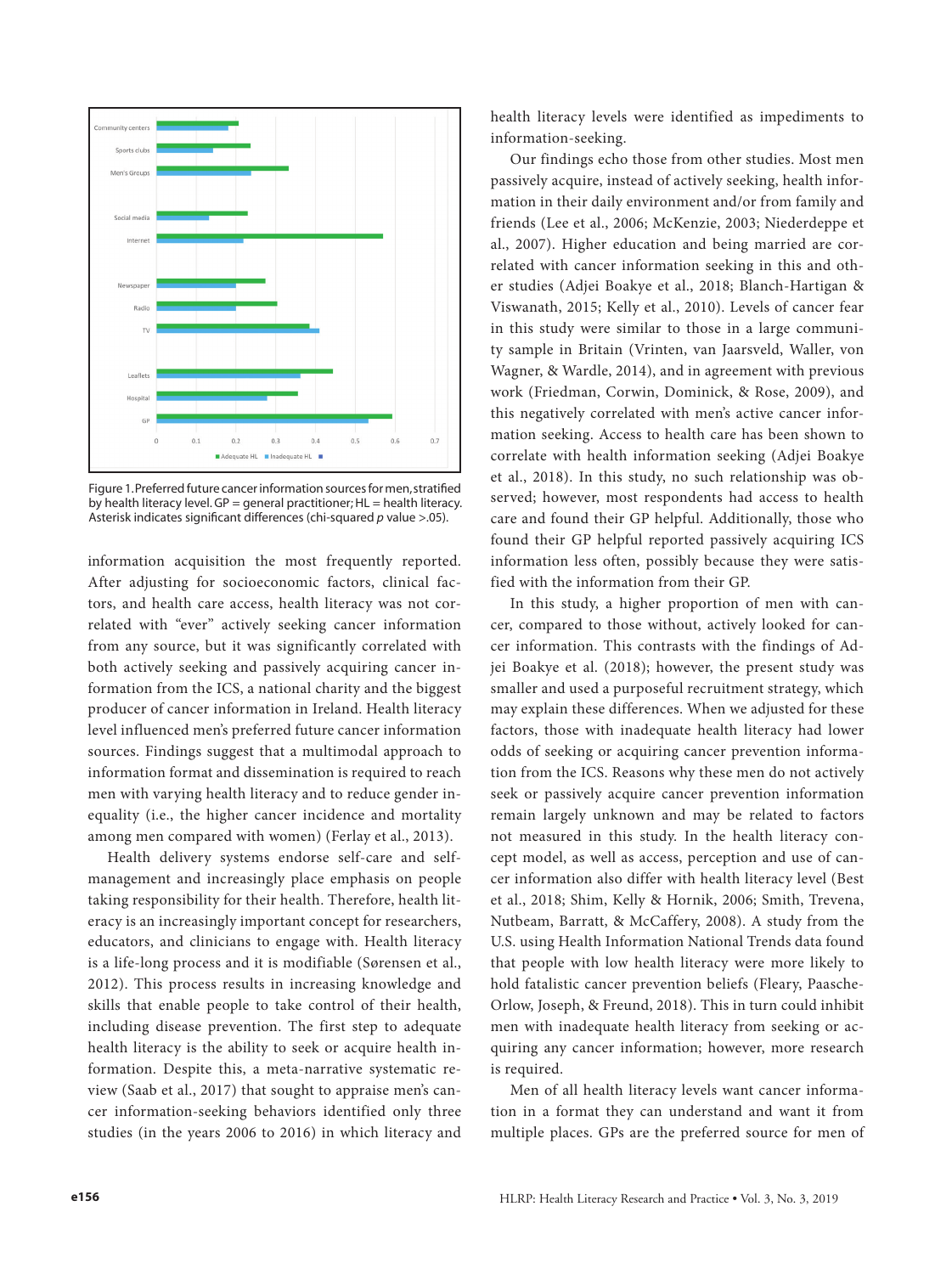Figure 1. Preferred future cancer information sources for men, stratified by health literacy level. GP = general practitioner; HL = health literacy. Asterisk indicates significant differences (chi-squared *p* value >.05).

information acquisition the most frequently reported. After adjusting for socioeconomic factors, clinical factors, and health care access, health literacy was not correlated with "ever" actively seeking cancer information from any source, but it was significantly correlated with both actively seeking and passively acquiring cancer information from the ICS, a national charity and the biggest producer of cancer information in Ireland. Health literacy level influenced men's preferred future cancer information sources. Findings suggest that a multimodal approach to information format and dissemination is required to reach men with varying health literacy and to reduce gender inequality (i.e., the higher cancer incidence and mortality among men compared with women) (Ferlay et al., 2013).

Health delivery systems endorse self-care and self-management and increasingly place emphasis on people taking responsibility for their health. Therefore, health literacy is an increasingly important concept for researchers, educators, and clinicians to engage with. Health literacy is a life-long process and it is modifiable (Sørensen et al., 2012). This process results in increasing knowledge and skills that enable people to take control of their health, including disease prevention. The first step to adequate health literacy is the ability to seek or acquire health information. Despite this, a meta-narrative systematic review (Saab et al., 2017) that sought to appraise men's cancer information-seeking behaviors identified only three studies (in the years 2006 to 2016) in which literacy and health literacy levels were identified as impediments to information-seeking.

Our findings echo those from other studies. Most men passively acquire, instead of actively seeking, health information in their daily environment and/or from family and friends (Lee et al., 2006; McKenzie, 2003; Niederdeppe et al., 2007). Higher education and being married are correlated with cancer information seeking in this and other studies (Adjei Boakye et al., 2018; Blanch-Hartigan & Viswanath, 2015; Kelly et al., 2010). Levels of cancer fear in this study were similar to those in a large community sample in Britain (Vrinten, van Jaarsveld, Waller, von Wagner, & Wardle, 2014), and in agreement with previous work (Friedman, Corwin, Dominick, & Rose, 2009), and this negatively correlated with men's active cancer information seeking. Access to health care has been shown to correlate with health information seeking (Adjei Boakye et al., 2018). In this study, no such relationship was observed; however, most respondents had access to health care and found their GP helpful. Additionally, those who found their GP helpful reported passively acquiring ICS information less often, possibly because they were satisfied with the information from their GP.

In this study, a higher proportion of men with cancer, compared to those without, actively looked for cancer information. This contrasts with the findings of Adjei Boakye et al. (2018); however, the present study was smaller and used a purposeful recruitment strategy, which may explain these differences. When we adjusted for these factors, those with inadequate health literacy had lower odds of seeking or acquiring cancer prevention information from the ICS. Reasons why these men do not actively seek or passively acquire cancer prevention information remain largely unknown and may be related to factors not measured in this study. In the health literacy concept model, as well as access, perception and use of cancer information also differ with health literacy level (Best et al., 2018; Shim, Kelly & Hornik, 2006; Smith, Trevena, Nutbeam, Barratt, & McCaffery, 2008). A study from the U.S. using Health Information National Trends data found that people with low health literacy were more likely to hold fatalistic cancer prevention beliefs (Fleary, Paasche-Orlow, Joseph, & Freund, 2018). This in turn could inhibit men with inadequate health literacy from seeking or acquiring any cancer information; however, more research is required.

Men of all health literacy levels want cancer information in a format they can understand and want it from multiple places. GPs are the preferred source for men of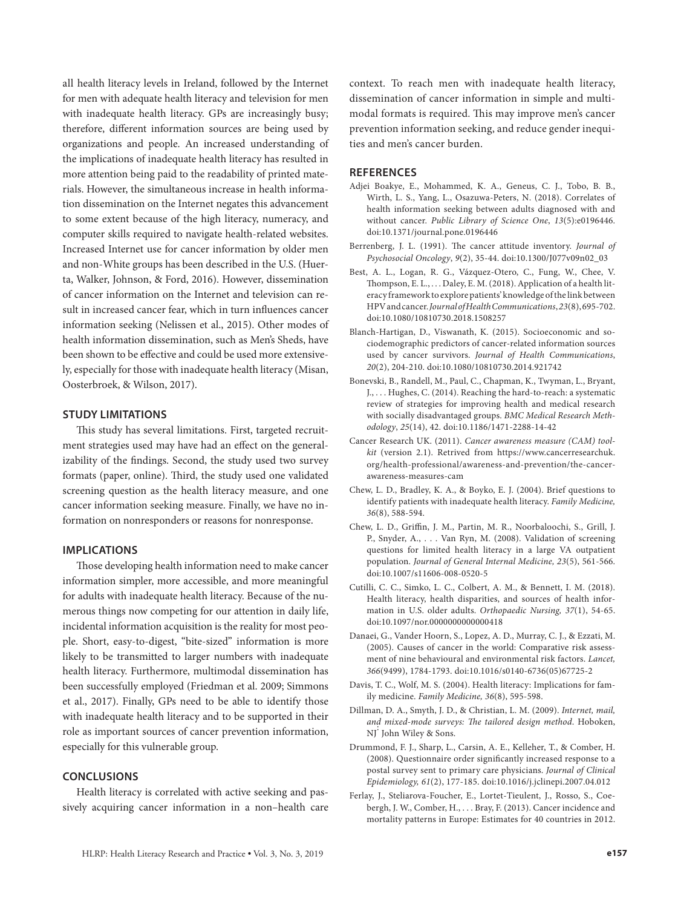all health literacy levels in Ireland, followed by the Internet for men with adequate health literacy and television for men with inadequate health literacy. GPs are increasingly busy; therefore, different information sources are being used by organizations and people. An increased understanding of the implications of inadequate health literacy has resulted in more attention being paid to the readability of printed materials. However, the simultaneous increase in health information dissemination on the Internet negates this advancement to some extent because of the high literacy, numeracy, and computer skills required to navigate health-related websites. Increased Internet use for cancer information by older men and non-White groups has been described in the U.S. (Huerta, Walker, Johnson, & Ford, 2016). However, dissemination of cancer information on the Internet and television can result in increased cancer fear, which in turn influences cancer information seeking (Nelissen et al., 2015). Other modes of health information dissemination, such as Men's Sheds, have been shown to be effective and could be used more extensively, especially for those with inadequate health literacy (Misan, Oosterbroek, & Wilson, 2017).

## STUDY LIMITATIONS

This study has several limitations. First, targeted recruitment strategies used may have had an effect on the generalizability of the findings. Second, the study used two survey formats (paper, online). Third, the study used one validated screening question as the health literacy measure, and one cancer information seeking measure. Finally, we have no information on nonresponders or reasons for nonresponse.

## IMPLICATIONS

Those developing health information need to make cancer information simpler, more accessible, and more meaningful for adults with inadequate health literacy. Because of the numerous things now competing for our attention in daily life, incidental information acquisition is the reality for most people. Short, easy-to-digest, "bite-sized" information is more likely to be transmitted to larger numbers with inadequate health literacy. Furthermore, multimodal dissemination has been successfully employed (Friedman et al. 2009; Simmons et al., 2017). Finally, GPs need to be able to identify those with inadequate health literacy and to be supported in their role as important sources of cancer prevention information, especially for this vulnerable group.

## CONCLUSIONS

Health literacy is correlated with active seeking and passively acquiring cancer information in a non–health care context. To reach men with inadequate health literacy, dissemination of cancer information in simple and multimodal formats is required. This may improve men's cancer prevention information seeking, and reduce gender inequities and men's cancer burden.

## REFERENCES

Adjei Boakye, E., Mohammed, K. A., Geneus, C. J., Tobo, B. B., Wirth, L. S., Yang, L., Osazuwa-Peters, N. (2018). Correlates of health information seeking between adults diagnosed with and without cancer. *Public Library of Science One*, *13*(5):e0196446. doi:10.1371/journal.pone.0196446

Berrenberg, J. L. (1991). The cancer attitude inventory. *Journal of Psychosocial Oncology*, *9*(2), 35-44. doi:10.1300/J077v09n02_03

Best, A. L., Logan, R. G., Vázquez-Otero, C., Fung, W., Chee, V. Thompson, E. L., . . . Daley, E. M. (2018). Application of a health literacy framework to explore patients' knowledge of the link between HPV and cancer. *Journal of Health Communications*, *23*(8), 695-702. doi:10.1080/10810730.2018.1508257

Blanch-Hartigan, D., Viswanath, K. (2015). Socioeconomic and sociodemographic predictors of cancer-related information sources used by cancer survivors. *Journal of Health Communications*, *20*(2), 204-210. doi:10.1080/10810730.2014.921742

Bonevski, B., Randell, M., Paul, C., Chapman, K., Twyman, L., Bryant, J., . . . Hughes, C. (2014). Reaching the hard-to-reach: a systematic review of strategies for improving health and medical research with socially disadvantaged groups. *BMC Medical Research Methodology*, *25*(14), 42. doi:10.1186/1471-2288-14-42

Cancer Research UK. (2011). *Cancer awareness measure (CAM) toolkit* (version 2.1). Retrived from https://www.cancerresearchuk.org/health-professional/awareness-and-prevention/the-cancer-awareness-measures-cam

Chew, L. D., Bradley, K. A., & Boyko, E. J. (2004). Brief questions to identify patients with inadequate health literacy. *Family Medicine, 36*(8), 588-594.

Chew, L. D., Griffin, J. M., Partin, M. R., Noorbaloochi, S., Grill, J. P., Snyder, A., . . . Van Ryn, M. (2008). Validation of screening questions for limited health literacy in a large VA outpatient population. *Journal of General Internal Medicine, 23*(5), 561-566. doi:10.1007/s11606-008-0520-5

Cutilli, C. C., Simko, L. C., Colbert, A. M., & Bennett, I. M. (2018). Health literacy, health disparities, and sources of health information in U.S. older adults. *Orthopaedic Nursing, 37*(1), 54-65. doi:10.1097/nor.0000000000000418

Danaei, G., Vander Hoorn, S., Lopez, A. D., Murray, C. J., & Ezzati, M. (2005). Causes of cancer in the world: Comparative risk assessment of nine behavioural and environmental risk factors. *Lancet, 366*(9499), 1784-1793. doi:10.1016/s0140-6736(05)67725-2

Davis, T. C., Wolf, M. S. (2004). Health literacy: Implications for family medicine. *Family Medicine, 36*(8), 595-598.

Dillman, D. A., Smyth, J. D., & Christian, L. M. (2009). *Internet, mail, and mixed-mode surveys: The tailored design method*. Hoboken, NJ: John Wiley & Sons.

Drummond, F. J., Sharp, L., Carsin, A. E., Kelleher, T., & Comber, H. (2008). Questionnaire order significantly increased response to a postal survey sent to primary care physicians. *Journal of Clinical Epidemiology, 61*(2), 177-185. doi:10.1016/j.jclinepi.2007.04.012

Ferlay, J., Steliarova-Foucher, E., Lortet-Tieulent, J., Rosso, S., Coebergh, J. W., Comber, H., . . . Bray, F. (2013). Cancer incidence and mortality patterns in Europe: Estimates for 40 countries in 2012.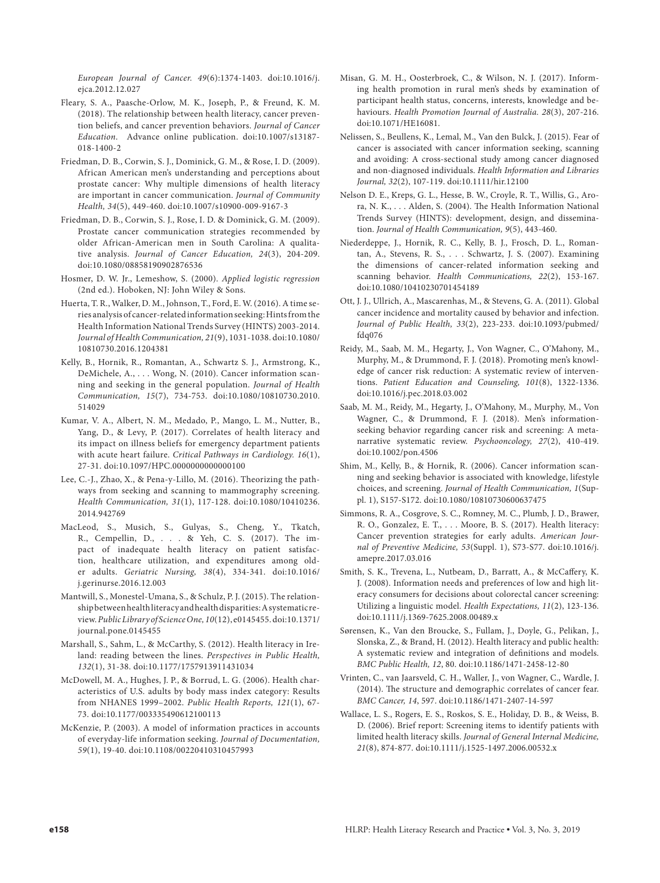*European Journal of Cancer. 49*(6):1374-1403. doi:10.1016/j.ejca.2012.12.027

Fleary, S. A., Paasche-Orlow, M. K., Joseph, P., & Freund, K. M. (2018). The relationship between health literacy, cancer prevention beliefs, and cancer prevention behaviors. *Journal of Cancer Education.* Advance online publication. doi:10.1007/s13187-018-1400-2

Friedman, D. B., Corwin, S. J., Dominick, G. M., & Rose, I. D. (2009). African American men's understanding and perceptions about prostate cancer: Why multiple dimensions of health literacy are important in cancer communication. *Journal of Community Health, 34*(5), 449-460. doi:10.1007/s10900-009-9167-3

Friedman, D. B., Corwin, S. J., Rose, I. D. & Dominick, G. M. (2009). Prostate cancer communication strategies recommended by older African-American men in South Carolina: A qualitative analysis. *Journal of Cancer Education, 24*(3), 204-209. doi:10.1080/08858190902876536

Hosmer, D. W. Jr., Lemeshow, S. (2000). *Applied logistic regression* (2nd ed.). Hoboken, NJ: John Wiley & Sons.

Huerta, T. R., Walker, D. M., Johnson, T., Ford, E. W. (2016). A time series analysis of cancer-related information seeking: Hints from the Health Information National Trends Survey (HINTS) 2003-2014. *Journal of Health Communication, 21*(9), 1031-1038. doi:10.1080/10810730.2016.1204381

Kelly, B., Hornik, R., Romantan, A., Schwartz S. J., Armstrong, K., DeMichele, A., . . . Wong, N. (2010). Cancer information scanning and seeking in the general population. *Journal of Health Communication, 15*(7), 734-753. doi:10.1080/10810730.2010.514029

Kumar, V. A., Albert, N. M., Medado, P., Mango, L. M., Nutter, B., Yang, D., & Levy, P. (2017). Correlates of health literacy and its impact on illness beliefs for emergency department patients with acute heart failure. *Critical Pathways in Cardiology. 16*(1), 27-31. doi:10.1097/HPC.0000000000000100

Lee, C.-J., Zhao, X., & Pena-y-Lillo, M. (2016). Theorizing the pathways from seeking and scanning to mammography screening. *Health Communication, 31*(1), 117-128. doi:10.1080/10410236.2014.942769

MacLeod, S., Musich, S., Gulyas, S., Cheng, Y., Tkatch, R., Cempellin, D., . . . & Yeh, C. S. (2017). The impact of inadequate health literacy on patient satisfaction, healthcare utilization, and expenditures among older adults. *Geriatric Nursing, 38*(4), 334-341. doi:10.1016/j.gerinurse.2016.12.003

Mantwill, S., Monestel-Umana, S., & Schulz, P. J. (2015). The relationship between health literacy and health disparities: A systematic review. *Public Library of Science One, 10*(12), e0145455. doi:10.1371/journal.pone.0145455

Marshall, S., Sahm, L., & McCarthy, S. (2012). Health literacy in Ireland: reading between the lines. *Perspectives in Public Health, 132*(1), 31-38. doi:10.1177/1757913911431034

McDowell, M. A., Hughes, J. P., & Borrud, L. G. (2006). Health characteristics of U.S. adults by body mass index category: Results from NHANES 1999–2002. *Public Health Reports, 121*(1), 67-73. doi:10.1177/003335490612100113

McKenzie, P. (2003). A model of information practices in accounts of everyday-life information seeking. *Journal of Documentation, 59*(1), 19-40. doi:10.1108/00220410310457993

Misan, G. M. H., Oosterbroek, C., & Wilson, N. J. (2017). Informing health promotion in rural men's sheds by examination of participant health status, concerns, interests, knowledge and behaviours. *Health Promotion Journal of Australia. 28*(3), 207-216. doi:10.1071/HE16081.

Nelissen, S., Beullens, K., Lemal, M., Van den Bulck, J. (2015). Fear of cancer is associated with cancer information seeking, scanning and avoiding: A cross-sectional study among cancer diagnosed and non-diagnosed individuals. *Health Information and Libraries Journal, 32*(2), 107-119. doi:10.1111/hir.12100

Nelson D. E., Kreps, G. L., Hesse, B. W., Croyle, R. T., Willis, G., Arora, N. K., . . . Alden, S. (2004). The Health Information National Trends Survey (HINTS): development, design, and dissemination. *Journal of Health Communication, 9*(5), 443-460.

Niederdeppe, J., Hornik, R. C., Kelly, B. J., Frosch, D. L., Romantan, A., Stevens, R. S., . . . Schwartz, J. S. (2007). Examining the dimensions of cancer-related information seeking and scanning behavior. *Health Communications, 22*(2), 153-167. doi:10.1080/10410230701454189

Ott, J. J., Ullrich, A., Mascarenhas, M., & Stevens, G. A. (2011). Global cancer incidence and mortality caused by behavior and infection. *Journal of Public Health, 33*(2), 223-233. doi:10.1093/pubmed/fdq076

Reidy, M., Saab, M. M., Hegarty, J., Von Wagner, C., O'Mahony, M., Murphy, M., & Drummond, F. J. (2018). Promoting men's knowledge of cancer risk reduction: A systematic review of interventions. *Patient Education and Counseling, 101*(8), 1322-1336. doi:10.1016/j.pec.2018.03.002

Saab, M. M., Reidy, M., Hegarty, J., O'Mahony, M., Murphy, M., Von Wagner, C., & Drummond, F. J. (2018). Men's information-seeking behavior regarding cancer risk and screening: A meta-narrative systematic review. *Psychooncology, 27*(2), 410-419. doi:10.1002/pon.4506

Shim, M., Kelly, B., & Hornik, R. (2006). Cancer information scanning and seeking behavior is associated with knowledge, lifestyle choices, and screening. *Journal of Health Communication, 1*(Suppl. 1), S157-S172. doi:10.1080/10810730600637475

Simmons, R. A., Cosgrove, S. C., Romney, M. C., Plumb, J. D., Brawer, R. O., Gonzalez, E. T., . . . Moore, B. S. (2017). Health literacy: Cancer prevention strategies for early adults. *American Journal of Preventive Medicine, 53*(Suppl. 1), S73-S77. doi:10.1016/j.amepre.2017.03.016

Smith, S. K., Trevena, L., Nutbeam, D., Barratt, A., & McCaffery, K. J. (2008). Information needs and preferences of low and high literacy consumers for decisions about colorectal cancer screening: Utilizing a linguistic model. *Health Expectations, 11*(2), 123-136. doi:10.1111/j.1369-7625.2008.00489.x

Sørensen, K., Van den Broucke, S., Fullam, J., Doyle, G., Pelikan, J., Slonska, Z., & Brand, H. (2012). Health literacy and public health: A systematic review and integration of definitions and models. *BMC Public Health, 12*, 80. doi:10.1186/1471-2458-12-80

Vrinten, C., van Jaarsveld, C. H., Waller, J., von Wagner, C., Wardle, J. (2014). The structure and demographic correlates of cancer fear. *BMC Cancer, 14*, 597. doi:10.1186/1471-2407-14-597

Wallace, L. S., Rogers, E. S., Roskos, S. E., Holiday, D. B., & Weiss, B. D. (2006). Brief report: Screening items to identify patients with limited health literacy skills. *Journal of General Internal Medicine, 21*(8), 874-877. doi:10.1111/j.1525-1497.2006.00532.x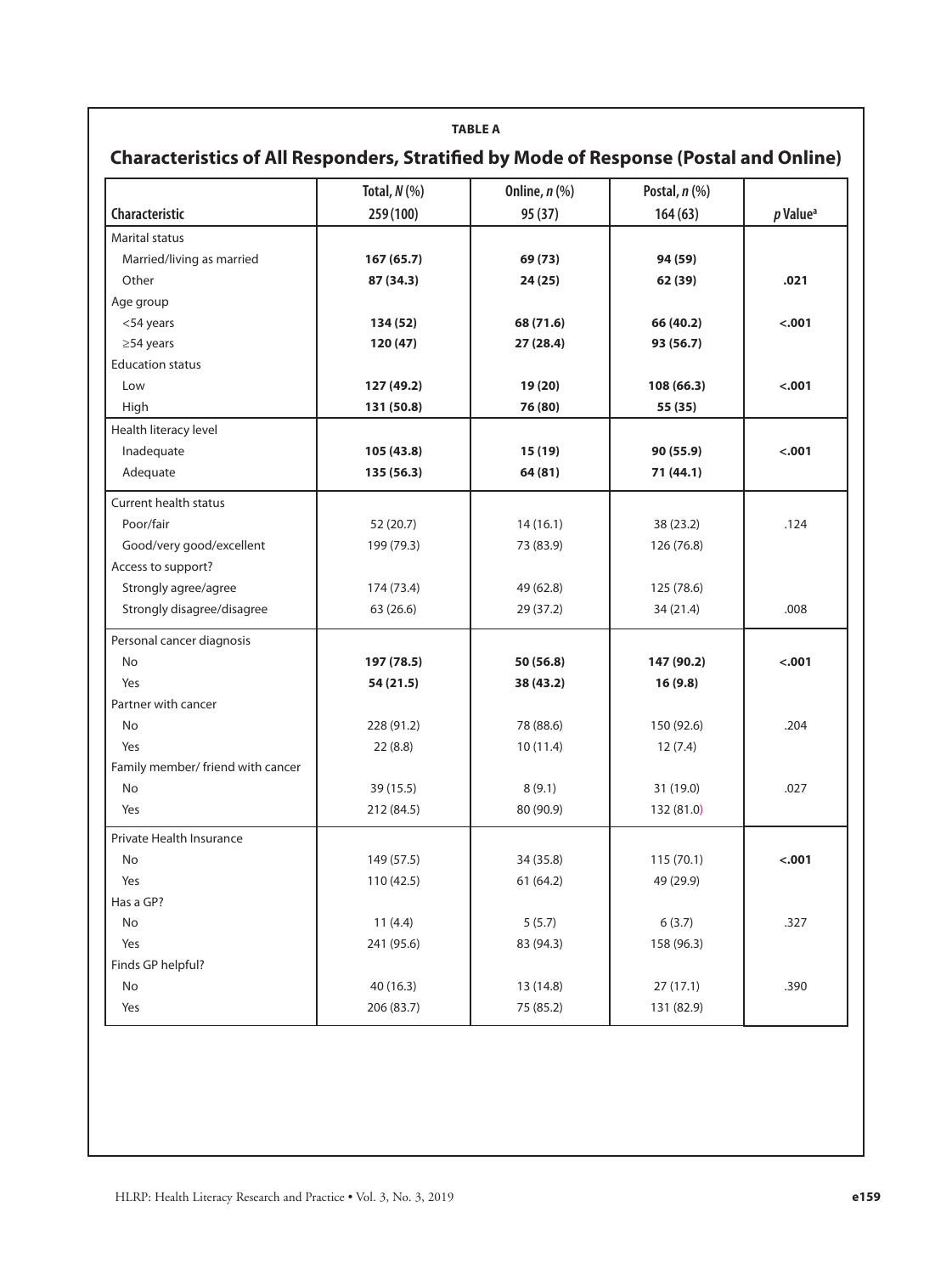**TABLE A**

## Characteristics of All Responders, Stratified by Mode of Response (Postal and Online)

| Characteristic | Total, *N* (%) 259 (100) | Online, *n* (%) 95 (37) | Postal, *n* (%) 164 (63) | *p* Value[a] |
|---|---|---|---|---|
| Marital status | | | | |
| Married/living as married | **167 (65.7)** | **69 (73)** | **94 (59)** | |
| Other | **87 (34.3)** | **24 (25)** | **62 (39)** | **.021** |
| Age group | | | | |
| <54 years | **134 (52)** | **68 (71.6)** | **66 (40.2)** | **<.001** |
| ≥54 years | **120 (47)** | **27 (28.4)** | **93 (56.7)** | |
| Education status | | | | |
| Low | **127 (49.2)** | **19 (20)** | **108 (66.3)** | **<.001** |
| High | **131 (50.8)** | **76 (80)** | **55 (35)** | |
| Health literacy level | | | | |
| Inadequate | **105 (43.8)** | **15 (19)** | **90 (55.9)** | **<.001** |
| Adequate | **135 (56.3)** | **64 (81)** | **71 (44.1)** | |
| Current health status | | | | |
| Poor/fair | 52 (20.7) | 14 (16.1) | 38 (23.2) | .124 |
| Good/very good/excellent | 199 (79.3) | 73 (83.9) | 126 (76.8) | |
| Access to support? | | | | |
| Strongly agree/agree | 174 (73.4) | 49 (62.8) | 125 (78.6) | |
| Strongly disagree/disagree | 63 (26.6) | 29 (37.2) | 34 (21.4) | .008 |
| Personal cancer diagnosis | | | | |
| No | **197 (78.5)** | **50 (56.8)** | **147 (90.2)** | **<.001** |
| Yes | **54 (21.5)** | **38 (43.2)** | **16 (9.8)** | |
| Partner with cancer | | | | |
| No | 228 (91.2) | 78 (88.6) | 150 (92.6) | .204 |
| Yes | 22 (8.8) | 10 (11.4) | 12 (7.4) | |
| Family member/ friend with cancer | | | | |
| No | 39 (15.5) | 8 (9.1) | 31 (19.0) | .027 |
| Yes | 212 (84.5) | 80 (90.9) | 132 (81.0) | |
| Private Health Insurance | | | | |
| No | 149 (57.5) | 34 (35.8) | 115 (70.1) | **<.001** |
| Yes | 110 (42.5) | 61 (64.2) | 49 (29.9) | |
| Has a GP? | | | | |
| No | 11 (4.4) | 5 (5.7) | 6 (3.7) | .327 |
| Yes | 241 (95.6) | 83 (94.3) | 158 (96.3) | |
| Finds GP helpful? | | | | |
| No | 40 (16.3) | 13 (14.8) | 27 (17.1) | .390 |
| Yes | 206 (83.7) | 75 (85.2) | 131 (82.9) | |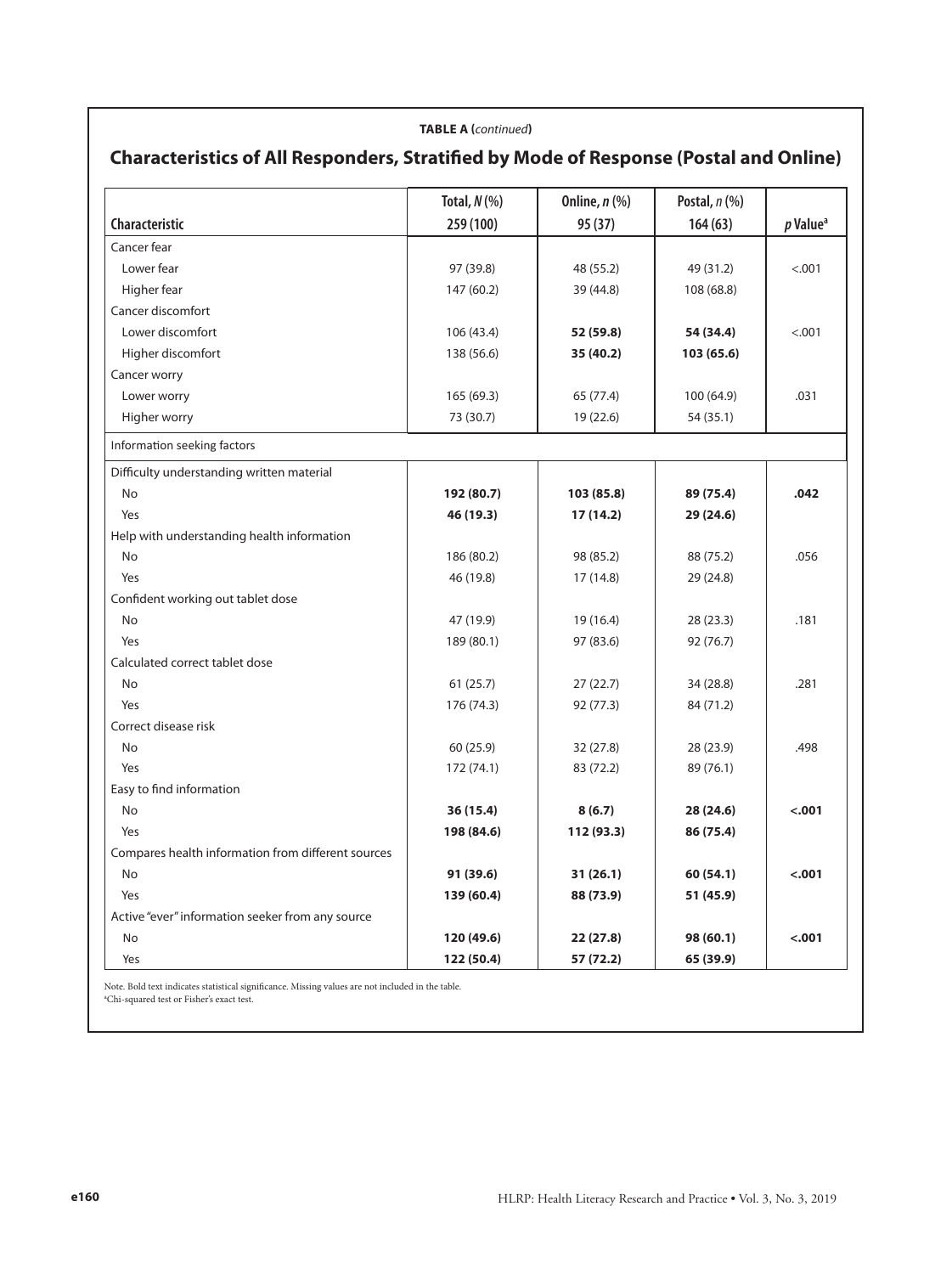**TABLE A (*continued*)**

## Characteristics of All Responders, Stratified by Mode of Response (Postal and Online)

| Characteristic | Total, *N* (%) 259 (100) | Online, *n* (%) 95 (37) | Postal, *n* (%) 164 (63) | *p* Value[a] |
|---|---|---|---|---|
| Cancer fear | | | | |
| Lower fear | 97 (39.8) | 48 (55.2) | 49 (31.2) | <.001 |
| Higher fear | 147 (60.2) | 39 (44.8) | 108 (68.8) | |
| Cancer discomfort | | | | |
| Lower discomfort | 106 (43.4) | **52 (59.8)** | **54 (34.4)** | <.001 |
| Higher discomfort | 138 (56.6) | **35 (40.2)** | **103 (65.6)** | |
| Cancer worry | | | | |
| Lower worry | 165 (69.3) | 65 (77.4) | 100 (64.9) | .031 |
| Higher worry | 73 (30.7) | 19 (22.6) | 54 (35.1) | |
| Information seeking factors | | | | |
| Difficulty understanding written material | | | | |
| No | **192 (80.7)** | **103 (85.8)** | **89 (75.4)** | **.042** |
| Yes | **46 (19.3)** | **17 (14.2)** | **29 (24.6)** | |
| Help with understanding health information | | | | |
| No | 186 (80.2) | 98 (85.2) | 88 (75.2) | .056 |
| Yes | 46 (19.8) | 17 (14.8) | 29 (24.8) | |
| Confident working out tablet dose | | | | |
| No | 47 (19.9) | 19 (16.4) | 28 (23.3) | .181 |
| Yes | 189 (80.1) | 97 (83.6) | 92 (76.7) | |
| Calculated correct tablet dose | | | | |
| No | 61 (25.7) | 27 (22.7) | 34 (28.8) | .281 |
| Yes | 176 (74.3) | 92 (77.3) | 84 (71.2) | |
| Correct disease risk | | | | |
| No | 60 (25.9) | 32 (27.8) | 28 (23.9) | .498 |
| Yes | 172 (74.1) | 83 (72.2) | 89 (76.1) | |
| Easy to find information | | | | |
| No | **36 (15.4)** | **8 (6.7)** | **28 (24.6)** | **<.001** |
| Yes | **198 (84.6)** | **112 (93.3)** | **86 (75.4)** | |
| Compares health information from different sources | | | | |
| No | **91 (39.6)** | **31 (26.1)** | **60 (54.1)** | **<.001** |
| Yes | **139 (60.4)** | **88 (73.9)** | **51 (45.9)** | |
| Active "ever" information seeker from any source | | | | |
| No | **120 (49.6)** | **22 (27.8)** | **98 (60.1)** | **<.001** |
| Yes | **122 (50.4)** | **57 (72.2)** | **65 (39.9)** | |

Note. Bold text indicates statistical significance. Missing values are not included in the table.
[a]Chi-squared test or Fisher's exact test.